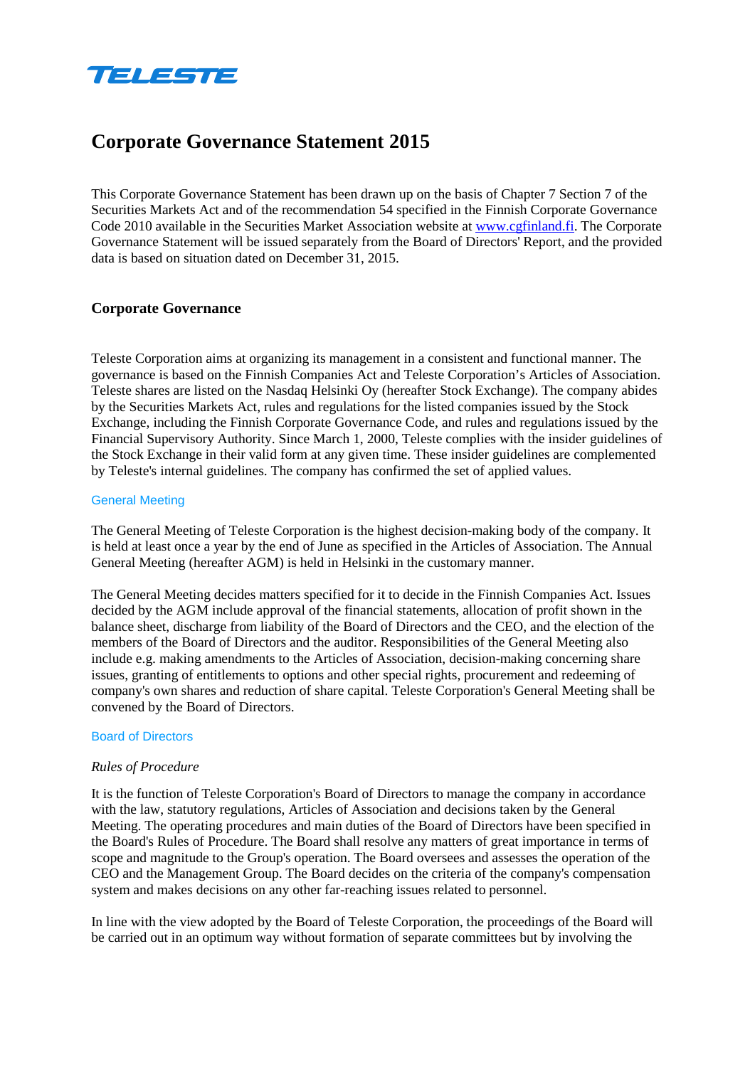TELESTE

# Corporate Governance Statement 2015

This Corporate Governance Statement has been drawn up on the basis of Chapter 7 Section 7 of the Securities Markets Act and of the recommendation 54 specified in the Finnish Corporate Governance Code 2010 available in the Securities Market Association website at [www.cgfinland.fi](http://www.cgfinland.fi). The Corporate Governance Statement will be issued separately from the Board of Directors' Report, and the provided data is based on situation dated on December 31, 2015.

## Corporate Governance

Teleste Corporation aims at organizing its management in a consistent and functional manner. The governance is based on the Finnish Companies Act and Teleste Corporation's Articles of Association. Teleste shares are listed on the Nasdaq Helsinki Oy (hereafter Stock Exchange). The company abides by the Securities Markets Act, rules and regulations for the listed companies issued by the Stock Exchange, including the Finnish Corporate Governance Code, and rules and regulations issued by the Financial Supervisory Authority. Since March 1, 2000, Teleste complies with the insider guidelines of the Stock Exchange in their valid form at any given time. These insider guidelines are complemented by Teleste's internal guidelines. The company has confirmed the set of applied values.

### General Meeting

The General Meeting of Teleste Corporation is the highest decision-making body of the company. It is held at least once a year by the end of June as specified in the Articles of Association. The Annual General Meeting (hereafter AGM) is held in Helsinki in the customary manner.

The General Meeting decides matters specified for it to decide in the Finnish Companies Act. Issues decided by the AGM include approval of the financial statements, allocation of profit shown in the balance sheet, discharge from liability of the Board of Directors and the CEO, and the election of the members of the Board of Directors and the auditor. Responsibilities of the General Meeting also include e.g. making amendments to the Articles of Association, decision-making concerning share issues, granting of entitlements to options and other special rights, procurement and redeeming of company's own shares and reduction of share capital. Teleste Corporation's General Meeting shall be convened by the Board of Directors.

### Board of Directors

*Rules of Procedure*

It is the function of Teleste Corporation's Board of Directors to manage the company in accordance with the law, statutory regulations, Articles of Association and decisions taken by the General Meeting. The operating procedures and main duties of the Board of Directors have been specified in the Board's Rules of Procedure. The Board shall resolve any matters of great importance in terms of scope and magnitude to the Group's operation. The Board oversees and assesses the operation of the CEO and the Management Group. The Board decides on the criteria of the company's compensation system and makes decisions on any other far-reaching issues related to personnel.

In line with the view adopted by the Board of Teleste Corporation, the proceedings of the Board will be carried out in an optimum way without formation of separate committees but by involving the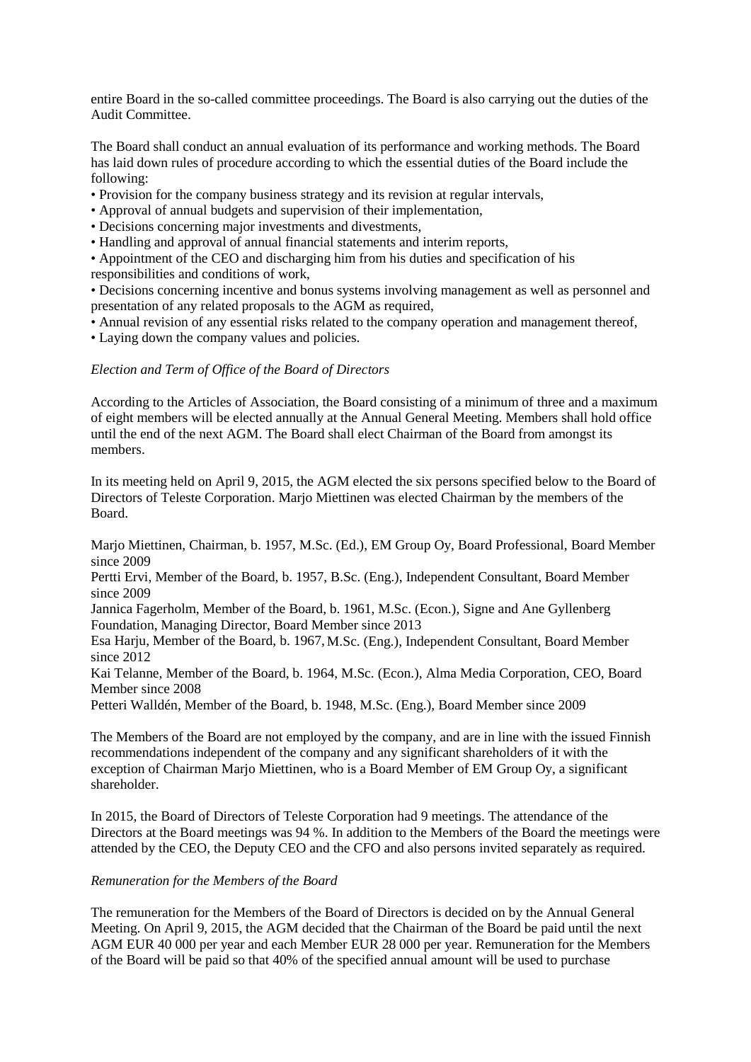entire Board in the so-called committee proceedings. The Board is also carrying out the duties of the Audit Committee.

The Board shall conduct an annual evaluation of its performance and working methods. The Board has laid down rules of procedure according to which the essential duties of the Board include the following:

- Provision for the company business strategy and its revision at regular intervals,
- Approval of annual budgets and supervision of their implementation,
- Decisions concerning major investments and divestments,
- Handling and approval of annual financial statements and interim reports,
- Appointment of the CEO and discharging him from his duties and specification of his responsibilities and conditions of work,
- Decisions concerning incentive and bonus systems involving management as well as personnel and presentation of any related proposals to the AGM as required,
- Annual revision of any essential risks related to the company operation and management thereof,
- Laying down the company values and policies.

*Election and Term of Office of the Board of Directors*

According to the Articles of Association, the Board consisting of a minimum of three and a maximum of eight members will be elected annually at the Annual General Meeting. Members shall hold office until the end of the next AGM. The Board shall elect Chairman of the Board from amongst its members.

In its meeting held on April 9, 2015, the AGM elected the six persons specified below to the Board of Directors of Teleste Corporation. Marjo Miettinen was elected Chairman by the members of the Board.

Marjo Miettinen, Chairman, b. 1957, M.Sc. (Ed.), EM Group Oy, Board Professional, Board Member since 2009
Pertti Ervi, Member of the Board, b. 1957, B.Sc. (Eng.), Independent Consultant, Board Member since 2009
Jannica Fagerholm, Member of the Board, b. 1961, M.Sc. (Econ.), Signe and Ane Gyllenberg Foundation, Managing Director, Board Member since 2013
Esa Harju, Member of the Board, b. 1967, M.Sc. (Eng.), Independent Consultant, Board Member since 2012
Kai Telanne, Member of the Board, b. 1964, M.Sc. (Econ.), Alma Media Corporation, CEO, Board Member since 2008
Petteri Walldén, Member of the Board, b. 1948, M.Sc. (Eng.), Board Member since 2009

The Members of the Board are not employed by the company, and are in line with the issued Finnish recommendations independent of the company and any significant shareholders of it with the exception of Chairman Marjo Miettinen, who is a Board Member of EM Group Oy, a significant shareholder.

In 2015, the Board of Directors of Teleste Corporation had 9 meetings. The attendance of the Directors at the Board meetings was 94 %. In addition to the Members of the Board the meetings were attended by the CEO, the Deputy CEO and the CFO and also persons invited separately as required.

*Remuneration for the Members of the Board*

The remuneration for the Members of the Board of Directors is decided on by the Annual General Meeting. On April 9, 2015, the AGM decided that the Chairman of the Board be paid until the next AGM EUR 40 000 per year and each Member EUR 28 000 per year. Remuneration for the Members of the Board will be paid so that 40% of the specified annual amount will be used to purchase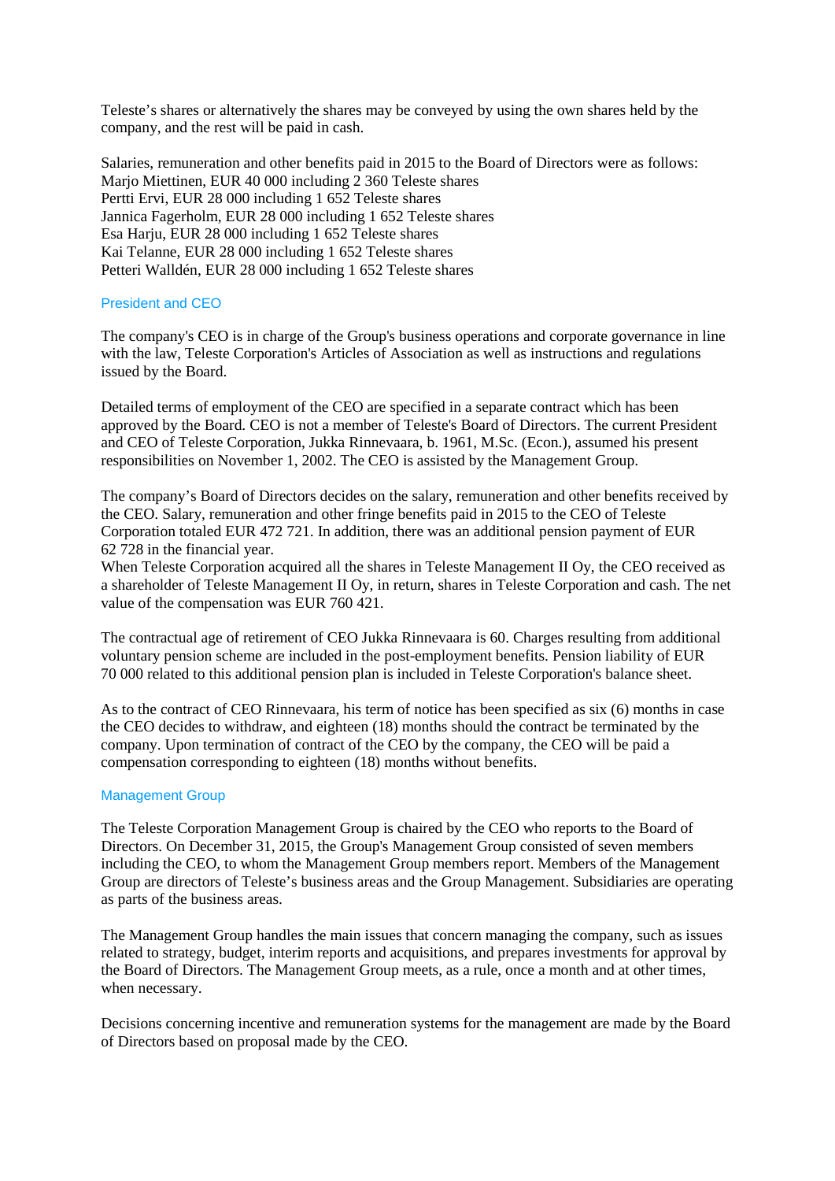Teleste’s shares or alternatively the shares may be conveyed by using the own shares held by the company, and the rest will be paid in cash.

Salaries, remuneration and other benefits paid in 2015 to the Board of Directors were as follows:
Marjo Miettinen, EUR 40 000 including 2 360 Teleste shares
Pertti Ervi, EUR 28 000 including 1 652 Teleste shares
Jannica Fagerholm, EUR 28 000 including 1 652 Teleste shares
Esa Harju, EUR 28 000 including 1 652 Teleste shares
Kai Telanne, EUR 28 000 including 1 652 Teleste shares
Petteri Walldén, EUR 28 000 including 1 652 Teleste shares

## President and CEO

The company's CEO is in charge of the Group's business operations and corporate governance in line with the law, Teleste Corporation's Articles of Association as well as instructions and regulations issued by the Board.

Detailed terms of employment of the CEO are specified in a separate contract which has been approved by the Board. CEO is not a member of Teleste's Board of Directors. The current President and CEO of Teleste Corporation, Jukka Rinnevaara, b. 1961, M.Sc. (Econ.), assumed his present responsibilities on November 1, 2002. The CEO is assisted by the Management Group.

The company’s Board of Directors decides on the salary, remuneration and other benefits received by the CEO. Salary, remuneration and other fringe benefits paid in 2015 to the CEO of Teleste Corporation totaled EUR 472 721. In addition, there was an additional pension payment of EUR 62 728 in the financial year.
When Teleste Corporation acquired all the shares in Teleste Management II Oy, the CEO received as a shareholder of Teleste Management II Oy, in return, shares in Teleste Corporation and cash. The net value of the compensation was EUR 760 421.

The contractual age of retirement of CEO Jukka Rinnevaara is 60. Charges resulting from additional voluntary pension scheme are included in the post-employment benefits. Pension liability of EUR 70 000 related to this additional pension plan is included in Teleste Corporation's balance sheet.

As to the contract of CEO Rinnevaara, his term of notice has been specified as six (6) months in case the CEO decides to withdraw, and eighteen (18) months should the contract be terminated by the company. Upon termination of contract of the CEO by the company, the CEO will be paid a compensation corresponding to eighteen (18) months without benefits.

## Management Group

The Teleste Corporation Management Group is chaired by the CEO who reports to the Board of Directors. On December 31, 2015, the Group's Management Group consisted of seven members including the CEO, to whom the Management Group members report. Members of the Management Group are directors of Teleste’s business areas and the Group Management. Subsidiaries are operating as parts of the business areas.

The Management Group handles the main issues that concern managing the company, such as issues related to strategy, budget, interim reports and acquisitions, and prepares investments for approval by the Board of Directors. The Management Group meets, as a rule, once a month and at other times, when necessary.

Decisions concerning incentive and remuneration systems for the management are made by the Board of Directors based on proposal made by the CEO.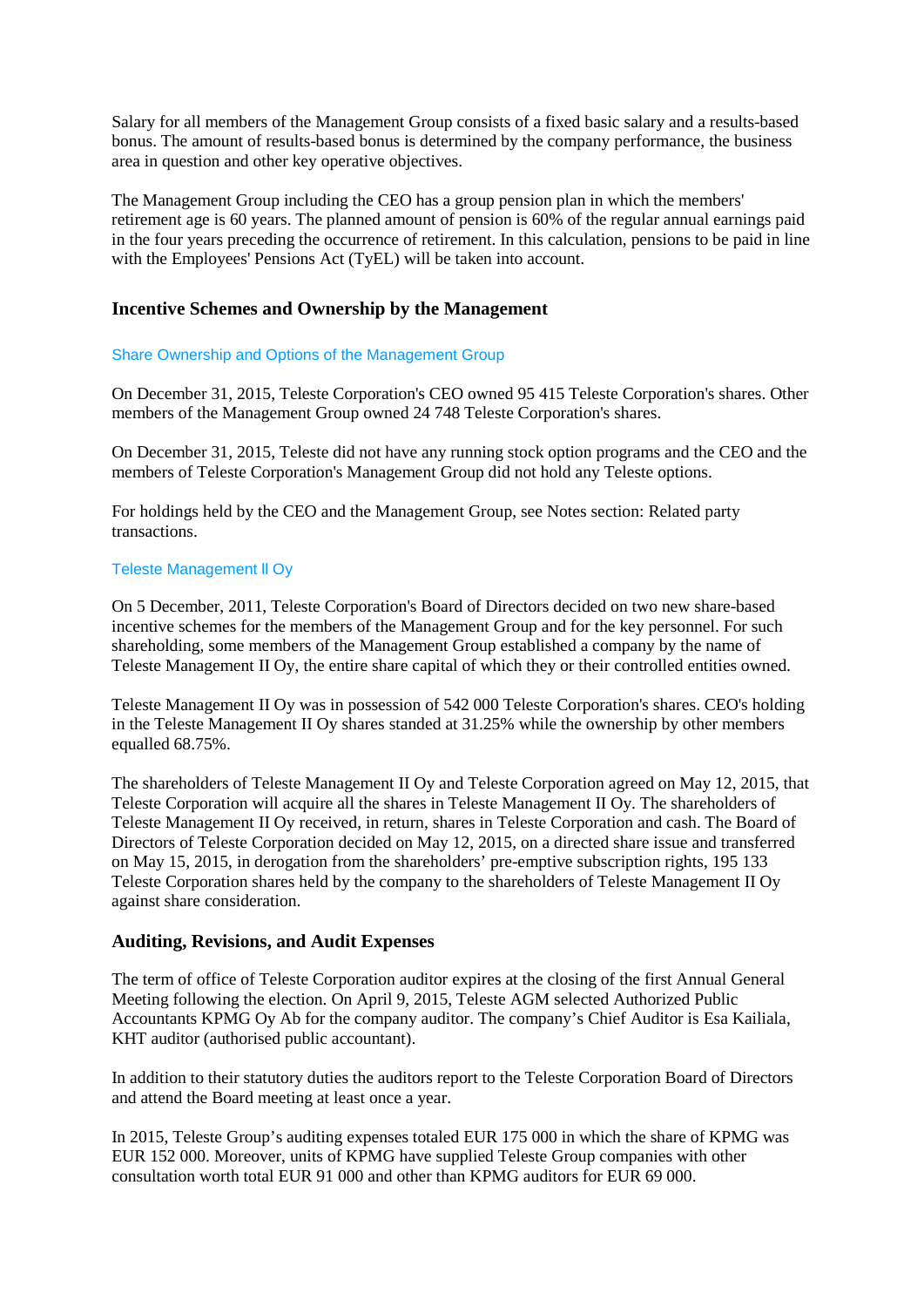Salary for all members of the Management Group consists of a fixed basic salary and a results-based bonus. The amount of results-based bonus is determined by the company performance, the business area in question and other key operative objectives.

The Management Group including the CEO has a group pension plan in which the members' retirement age is 60 years. The planned amount of pension is 60% of the regular annual earnings paid in the four years preceding the occurrence of retirement. In this calculation, pensions to be paid in line with the Employees' Pensions Act (TyEL) will be taken into account.

## Incentive Schemes and Ownership by the Management

### Share Ownership and Options of the Management Group

On December 31, 2015, Teleste Corporation's CEO owned 95 415 Teleste Corporation's shares. Other members of the Management Group owned 24 748 Teleste Corporation's shares.

On December 31, 2015, Teleste did not have any running stock option programs and the CEO and the members of Teleste Corporation's Management Group did not hold any Teleste options.

For holdings held by the CEO and the Management Group, see Notes section: Related party transactions.

### Teleste Management ll Oy

On 5 December, 2011, Teleste Corporation's Board of Directors decided on two new share-based incentive schemes for the members of the Management Group and for the key personnel. For such shareholding, some members of the Management Group established a company by the name of Teleste Management II Oy, the entire share capital of which they or their controlled entities owned.

Teleste Management II Oy was in possession of 542 000 Teleste Corporation's shares. CEO's holding in the Teleste Management II Oy shares stood at 31.25% while the ownership by other members equalled 68.75%.

The shareholders of Teleste Management II Oy and Teleste Corporation agreed on May 12, 2015, that Teleste Corporation will acquire all the shares in Teleste Management II Oy. The shareholders of Teleste Management II Oy received, in return, shares in Teleste Corporation and cash. The Board of Directors of Teleste Corporation decided on May 12, 2015, on a directed share issue and transferred on May 15, 2015, in derogation from the shareholders' pre-emptive subscription rights, 195 133 Teleste Corporation shares held by the company to the shareholders of Teleste Management II Oy against share consideration.

## Auditing, Revisions, and Audit Expenses

The term of office of Teleste Corporation auditor expires at the closing of the first Annual General Meeting following the election. On April 9, 2015, Teleste AGM selected Authorized Public Accountants KPMG Oy Ab for the company auditor. The company's Chief Auditor is Esa Kailiala, KHT auditor (authorised public accountant).

In addition to their statutory duties the auditors report to the Teleste Corporation Board of Directors and attend the Board meeting at least once a year.

In 2015, Teleste Group's auditing expenses totaled EUR 175 000 in which the share of KPMG was EUR 152 000. Moreover, units of KPMG have supplied Teleste Group companies with other consultation worth total EUR 91 000 and other than KPMG auditors for EUR 69 000.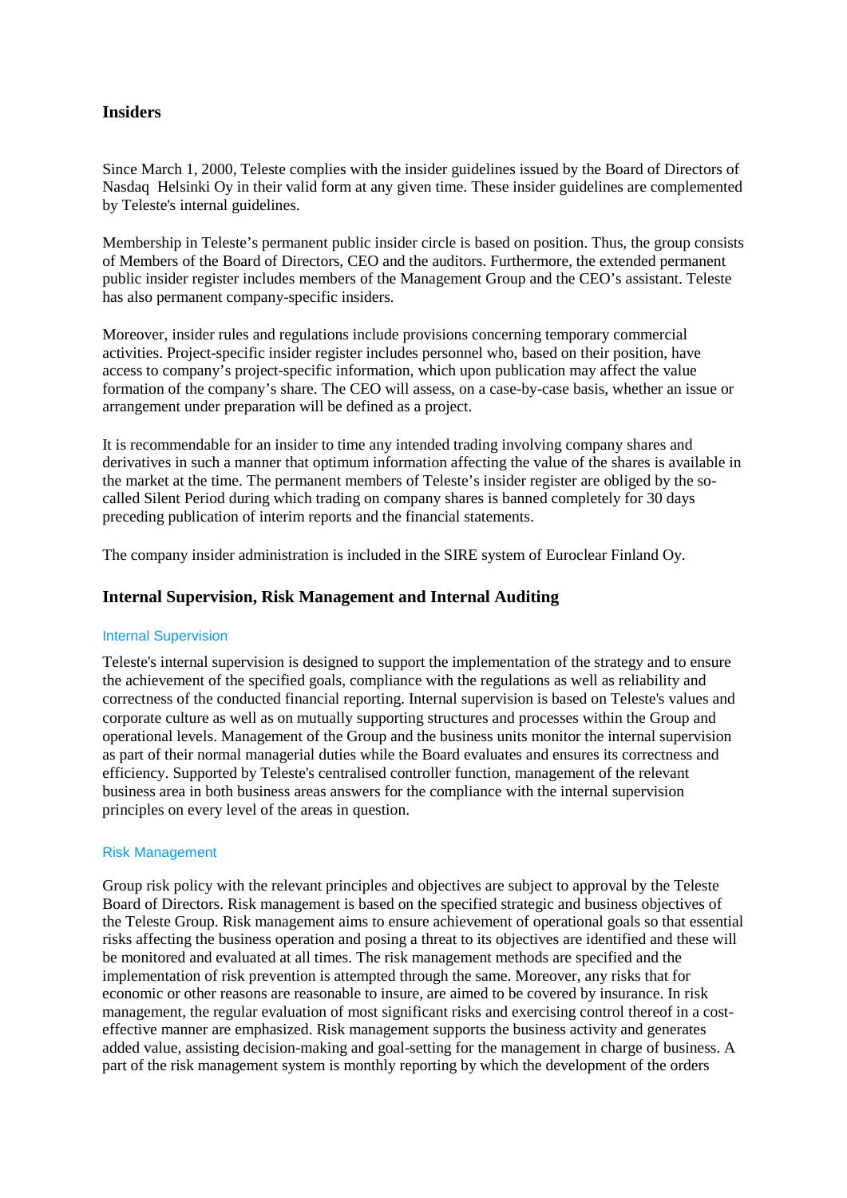## Insiders

Since March 1, 2000, Teleste complies with the insider guidelines issued by the Board of Directors of Nasdaq Helsinki Oy in their valid form at any given time. These insider guidelines are complemented by Teleste's internal guidelines.

Membership in Teleste’s permanent public insider circle is based on position. Thus, the group consists of Members of the Board of Directors, CEO and the auditors. Furthermore, the extended permanent public insider register includes members of the Management Group and the CEO’s assistant. Teleste has also permanent company-specific insiders.

Moreover, insider rules and regulations include provisions concerning temporary commercial activities. Project-specific insider register includes personnel who, based on their position, have access to company’s project-specific information, which upon publication may affect the value formation of the company’s share. The CEO will assess, on a case-by-case basis, whether an issue or arrangement under preparation will be defined as a project.

It is recommendable for an insider to time any intended trading involving company shares and derivatives in such a manner that optimum information affecting the value of the shares is available in the market at the time. The permanent members of Teleste’s insider register are obliged by the so-called Silent Period during which trading on company shares is banned completely for 30 days preceding publication of interim reports and the financial statements.

The company insider administration is included in the SIRE system of Euroclear Finland Oy.

## Internal Supervision, Risk Management and Internal Auditing

### Internal Supervision

Teleste's internal supervision is designed to support the implementation of the strategy and to ensure the achievement of the specified goals, compliance with the regulations as well as reliability and correctness of the conducted financial reporting. Internal supervision is based on Teleste's values and corporate culture as well as on mutually supporting structures and processes within the Group and operational levels. Management of the Group and the business units monitor the internal supervision as part of their normal managerial duties while the Board evaluates and ensures its correctness and efficiency. Supported by Teleste's centralised controller function, management of the relevant business area in both business areas answers for the compliance with the internal supervision principles on every level of the areas in question.

### Risk Management

Group risk policy with the relevant principles and objectives are subject to approval by the Teleste Board of Directors. Risk management is based on the specified strategic and business objectives of the Teleste Group. Risk management aims to ensure achievement of operational goals so that essential risks affecting the business operation and posing a threat to its objectives are identified and these will be monitored and evaluated at all times. The risk management methods are specified and the implementation of risk prevention is attempted through the same. Moreover, any risks that for economic or other reasons are reasonable to insure, are aimed to be covered by insurance. In risk management, the regular evaluation of most significant risks and exercising control thereof in a cost-effective manner are emphasized. Risk management supports the business activity and generates added value, assisting decision-making and goal-setting for the management in charge of business. A part of the risk management system is monthly reporting by which the development of the orders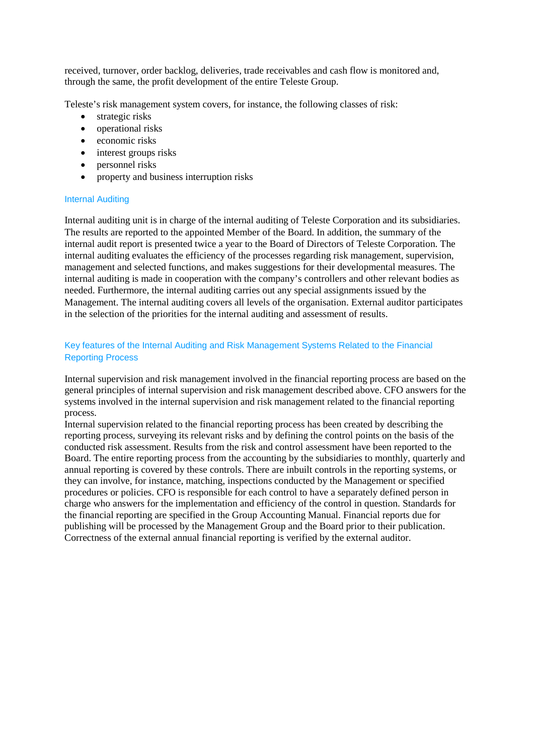received, turnover, order backlog, deliveries, trade receivables and cash flow is monitored and, through the same, the profit development of the entire Teleste Group.

Teleste's risk management system covers, for instance, the following classes of risk:

- strategic risks
- operational risks
- economic risks
- interest groups risks
- personnel risks
- property and business interruption risks

### Internal Auditing

Internal auditing unit is in charge of the internal auditing of Teleste Corporation and its subsidiaries. The results are reported to the appointed Member of the Board. In addition, the summary of the internal audit report is presented twice a year to the Board of Directors of Teleste Corporation. The internal auditing evaluates the efficiency of the processes regarding risk management, supervision, management and selected functions, and makes suggestions for their developmental measures. The internal auditing is made in cooperation with the company's controllers and other relevant bodies as needed. Furthermore, the internal auditing carries out any special assignments issued by the Management. The internal auditing covers all levels of the organisation. External auditor participates in the selection of the priorities for the internal auditing and assessment of results.

### Key features of the Internal Auditing and Risk Management Systems Related to the Financial Reporting Process

Internal supervision and risk management involved in the financial reporting process are based on the general principles of internal supervision and risk management described above. CFO answers for the systems involved in the internal supervision and risk management related to the financial reporting process.
Internal supervision related to the financial reporting process has been created by describing the reporting process, surveying its relevant risks and by defining the control points on the basis of the conducted risk assessment. Results from the risk and control assessment have been reported to the Board. The entire reporting process from the accounting by the subsidiaries to monthly, quarterly and annual reporting is covered by these controls. There are inbuilt controls in the reporting systems, or they can involve, for instance, matching, inspections conducted by the Management or specified procedures or policies. CFO is responsible for each control to have a separately defined person in charge who answers for the implementation and efficiency of the control in question. Standards for the financial reporting are specified in the Group Accounting Manual. Financial reports due for publishing will be processed by the Management Group and the Board prior to their publication. Correctness of the external annual financial reporting is verified by the external auditor.